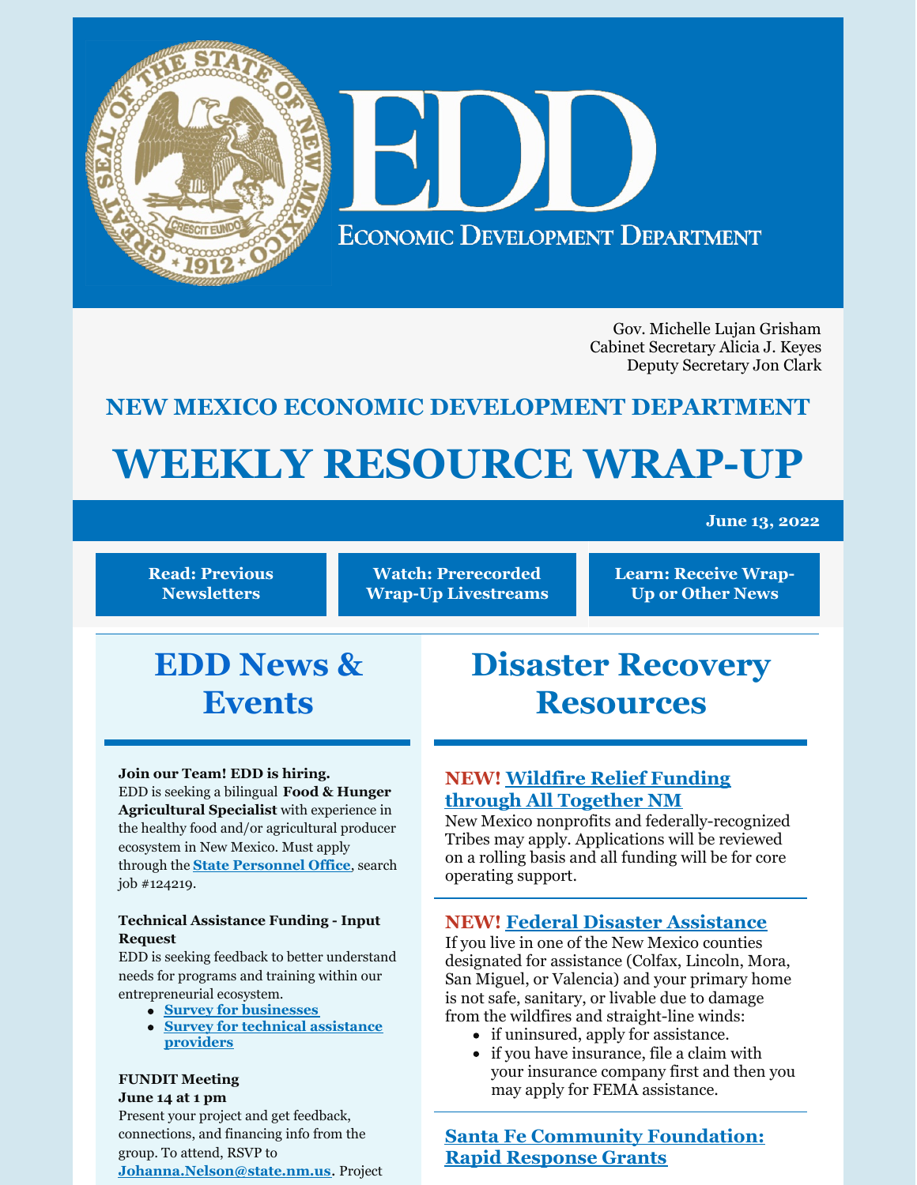# EDD

ECONOMIC DEVELOPMENT DEPARTMENT

Gov. Michelle Lujan Grisham
Cabinet Secretary Alicia J. Keyes
Deputy Secretary Jon Clark

## NEW MEXICO ECONOMIC DEVELOPMENT DEPARTMENT

# WEEKLY RESOURCE WRAP-UP

**June 13, 2022**

**Read: Previous Newsletters** | **Watch: Prerecorded Wrap-Up Livestreams** | **Learn: Receive Wrap-Up or Other News**

## EDD News & Events

**Join our Team! EDD is hiring.**
EDD is seeking a bilingual **Food & Hunger Agricultural Specialist** with experience in the healthy food and/or agricultural producer ecosystem in New Mexico. Must apply through the **State Personnel Office**, search job #124219.

**Technical Assistance Funding - Input Request**
EDD is seeking feedback to better understand needs for programs and training within our entrepreneurial ecosystem.

- **Survey for businesses**
- **Survey for technical assistance providers**

**FUNDIT Meeting**
**June 14 at 1 pm**
Present your project and get feedback, connections, and financing info from the group. To attend, RSVP to **Johanna.Nelson@state.nm.us**. Project

## Disaster Recovery Resources

### NEW! Wildfire Relief Funding through All Together NM

New Mexico nonprofits and federally-recognized Tribes may apply. Applications will be reviewed on a rolling basis and all funding will be for core operating support.

### NEW! Federal Disaster Assistance

If you live in one of the New Mexico counties designated for assistance (Colfax, Lincoln, Mora, San Miguel, or Valencia) and your primary home is not safe, sanitary, or livable due to damage from the wildfires and straight-line winds:

- if uninsured, apply for assistance.
- if you have insurance, file a claim with your insurance company first and then you may apply for FEMA assistance.

### Santa Fe Community Foundation: Rapid Response Grants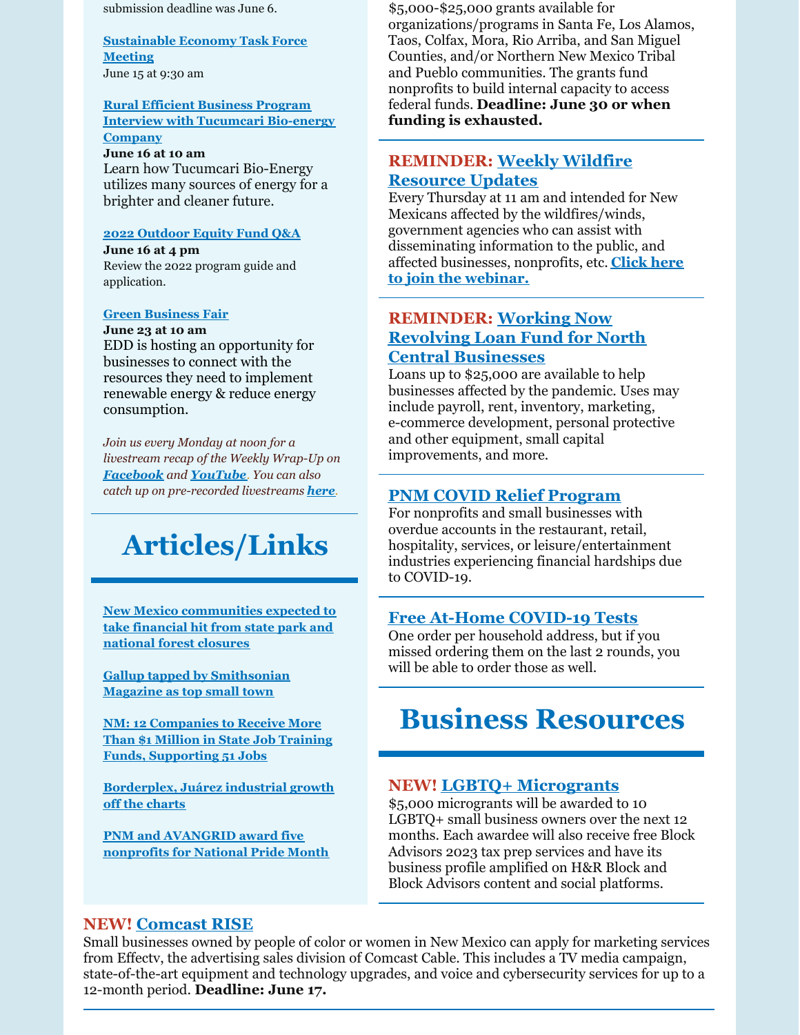submission deadline was June 6.

**Sustainable Economy Task Force Meeting**
June 15 at 9:30 am

**Rural Efficient Business Program Interview with Tucumcari Bio-energy Company**
**June 16 at 10 am**
Learn how Tucumcari Bio-Energy utilizes many sources of energy for a brighter and cleaner future.

**2022 Outdoor Equity Fund Q&A**
**June 16 at 4 pm**
Review the 2022 program guide and application.

**Green Business Fair**
**June 23 at 10 am**
EDD is hosting an opportunity for businesses to connect with the resources they need to implement renewable energy & reduce energy consumption.

*Join us every Monday at noon for a livestream recap of the Weekly Wrap-Up on **Facebook** and **YouTube**. You can also catch up on pre-recorded livestreams **here**.*

# Articles/Links

New Mexico communities expected to take financial hit from state park and national forest closures

Gallup tapped by Smithsonian Magazine as top small town

NM: 12 Companies to Receive More Than $1 Million in State Job Training Funds, Supporting 51 Jobs

Borderplex, Juárez industrial growth off the charts

PNM and AVANGRID award five nonprofits for National Pride Month

$5,000-$25,000 grants available for organizations/programs in Santa Fe, Los Alamos, Taos, Colfax, Mora, Rio Arriba, and San Miguel Counties, and/or Northern New Mexico Tribal and Pueblo communities. The grants fund nonprofits to build internal capacity to access federal funds. **Deadline: June 30 or when funding is exhausted.**

## REMINDER: Weekly Wildfire Resource Updates

Every Thursday at 11 am and intended for New Mexicans affected by the wildfires/winds, government agencies who can assist with disseminating information to the public, and affected businesses, nonprofits, etc. **Click here to join the webinar.**

## REMINDER: Working Now Revolving Loan Fund for North Central Businesses

Loans up to $25,000 are available to help businesses affected by the pandemic. Uses may include payroll, rent, inventory, marketing, e-commerce development, personal protective and other equipment, small capital improvements, and more.

## PNM COVID Relief Program

For nonprofits and small businesses with overdue accounts in the restaurant, retail, hospitality, services, or leisure/entertainment industries experiencing financial hardships due to COVID-19.

## Free At-Home COVID-19 Tests

One order per household address, but if you missed ordering them on the last 2 rounds, you will be able to order those as well.

# Business Resources

## NEW! LGBTQ+ Microgrants

$5,000 micrograhts will be awarded to 10 LGBTQ+ small business owners over the next 12 months. Each awardee will also receive free Block Advisors 2023 tax prep services and have its business profile amplified on H&R Block and Block Advisors content and social platforms.

## NEW! Comcast RISE

Small businesses owned by people of color or women in New Mexico can apply for marketing services from Effectv, the advertising sales division of Comcast Cable. This includes a TV media campaign, state-of-the-art equipment and technology upgrades, and voice and cybersecurity services for up to a 12-month period. **Deadline: June 17.**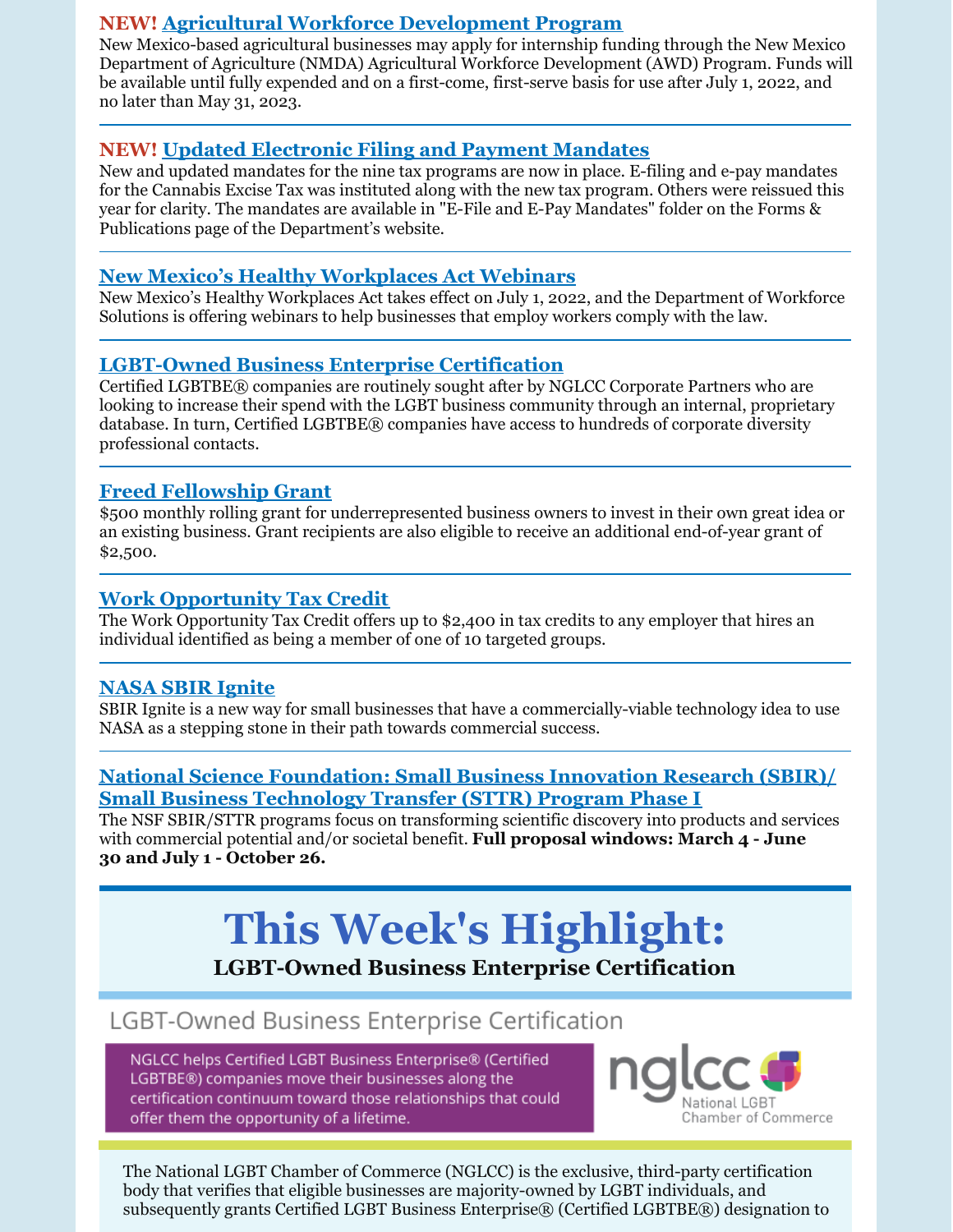### **NEW!** [Agricultural Workforce Development Program]

New Mexico-based agricultural businesses may apply for internship funding through the New Mexico Department of Agriculture (NMDA) Agricultural Workforce Development (AWD) Program. Funds will be available until fully expended and on a first-come, first-serve basis for use after July 1, 2022, and no later than May 31, 2023.

---

### **NEW!** [Updated Electronic Filing and Payment Mandates]

New and updated mandates for the nine tax programs are now in place. E-filing and e-pay mandates for the Cannabis Excise Tax was instituted along with the new tax program. Others were reissued this year for clarity. The mandates are available in "E-File and E-Pay Mandates" folder on the Forms & Publications page of the Department's website.

---

### [New Mexico's Healthy Workplaces Act Webinars]

New Mexico's Healthy Workplaces Act takes effect on July 1, 2022, and the Department of Workforce Solutions is offering webinars to help businesses that employ workers comply with the law.

---

### [LGBT-Owned Business Enterprise Certification]

Certified LGBTBE® companies are routinely sought after by NGLCC Corporate Partners who are looking to increase their spend with the LGBT business community through an internal, proprietary database. In turn, Certified LGBTBE® companies have access to hundreds of corporate diversity professional contacts.

---

### [Freed Fellowship Grant]

$500 monthly rolling grant for underrepresented business owners to invest in their own great idea or an existing business. Grant recipients are also eligible to receive an additional end-of-year grant of $2,500.

---

### [Work Opportunity Tax Credit]

The Work Opportunity Tax Credit offers up to $2,400 in tax credits to any employer that hires an individual identified as being a member of one of 10 targeted groups.

---

### [NASA SBIR Ignite]

SBIR Ignite is a new way for small businesses that have a commercially-viable technology idea to use NASA as a stepping stone in their path towards commercial success.

---

### [National Science Foundation: Small Business Innovation Research (SBIR)/ Small Business Technology Transfer (STTR) Program Phase I]

The NSF SBIR/STTR programs focus on transforming scientific discovery into products and services with commercial potential and/or societal benefit. **Full proposal windows: March 4 - June 30 and July 1 - October 26.**

---

# This Week's Highlight:

## LGBT-Owned Business Enterprise Certification

LGBT-Owned Business Enterprise Certification

NGLCC helps Certified LGBT Business Enterprise® (Certified LGBTBE®) companies move their businesses along the certification continuum toward those relationships that could offer them the opportunity of a lifetime.

nglcc National LGBT Chamber of Commerce

The National LGBT Chamber of Commerce (NGLCC) is the exclusive, third-party certification body that verifies that eligible businesses are majority-owned by LGBT individuals, and subsequently grants Certified LGBT Business Enterprise® (Certified LGBTBE®) designation to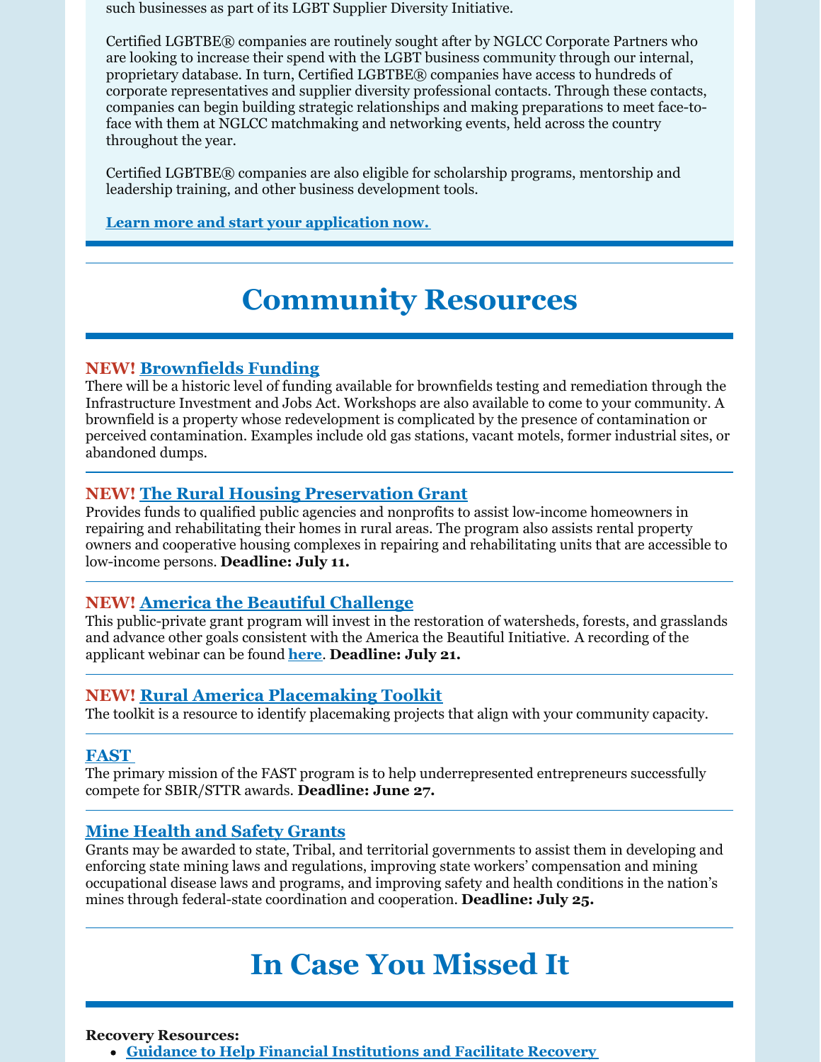such businesses as part of its LGBT Supplier Diversity Initiative.

Certified LGBTBE® companies are routinely sought after by NGLCC Corporate Partners who are looking to increase their spend with the LGBT business community through our internal, proprietary database. In turn, Certified LGBTBE® companies have access to hundreds of corporate representatives and supplier diversity professional contacts. Through these contacts, companies can begin building strategic relationships and making preparations to meet face-to-face with them at NGLCC matchmaking and networking events, held across the country throughout the year.

Certified LGBTBE® companies are also eligible for scholarship programs, mentorship and leadership training, and other business development tools.

**Learn more and start your application now.**

---

# Community Resources

### NEW! Brownfields Funding

There will be a historic level of funding available for brownfields testing and remediation through the Infrastructure Investment and Jobs Act. Workshops are also available to come to your community. A brownfield is a property whose redevelopment is complicated by the presence of contamination or perceived contamination. Examples include old gas stations, vacant motels, former industrial sites, or abandoned dumps.

### NEW! The Rural Housing Preservation Grant

Provides funds to qualified public agencies and nonprofits to assist low-income homeowners in repairing and rehabilitating their homes in rural areas. The program also assists rental property owners and cooperative housing complexes in repairing and rehabilitating units that are accessible to low-income persons. **Deadline: July 11.**

### NEW! America the Beautiful Challenge

This public-private grant program will invest in the restoration of watersheds, forests, and grasslands and advance other goals consistent with the America the Beautiful Initiative. A recording of the applicant webinar can be found here. **Deadline: July 21.**

### NEW! Rural America Placemaking Toolkit

The toolkit is a resource to identify placemaking projects that align with your community capacity.

### FAST

The primary mission of the FAST program is to help underrepresented entrepreneurs successfully compete for SBIR/STTR awards. **Deadline: June 27.**

### Mine Health and Safety Grants

Grants may be awarded to state, Tribal, and territorial governments to assist them in developing and enforcing state mining laws and regulations, improving state workers' compensation and mining occupational disease laws and programs, and improving safety and health conditions in the nation's mines through federal-state coordination and cooperation. **Deadline: July 25.**

---

# In Case You Missed It

**Recovery Resources:**

- Guidance to Help Financial Institutions and Facilitate Recovery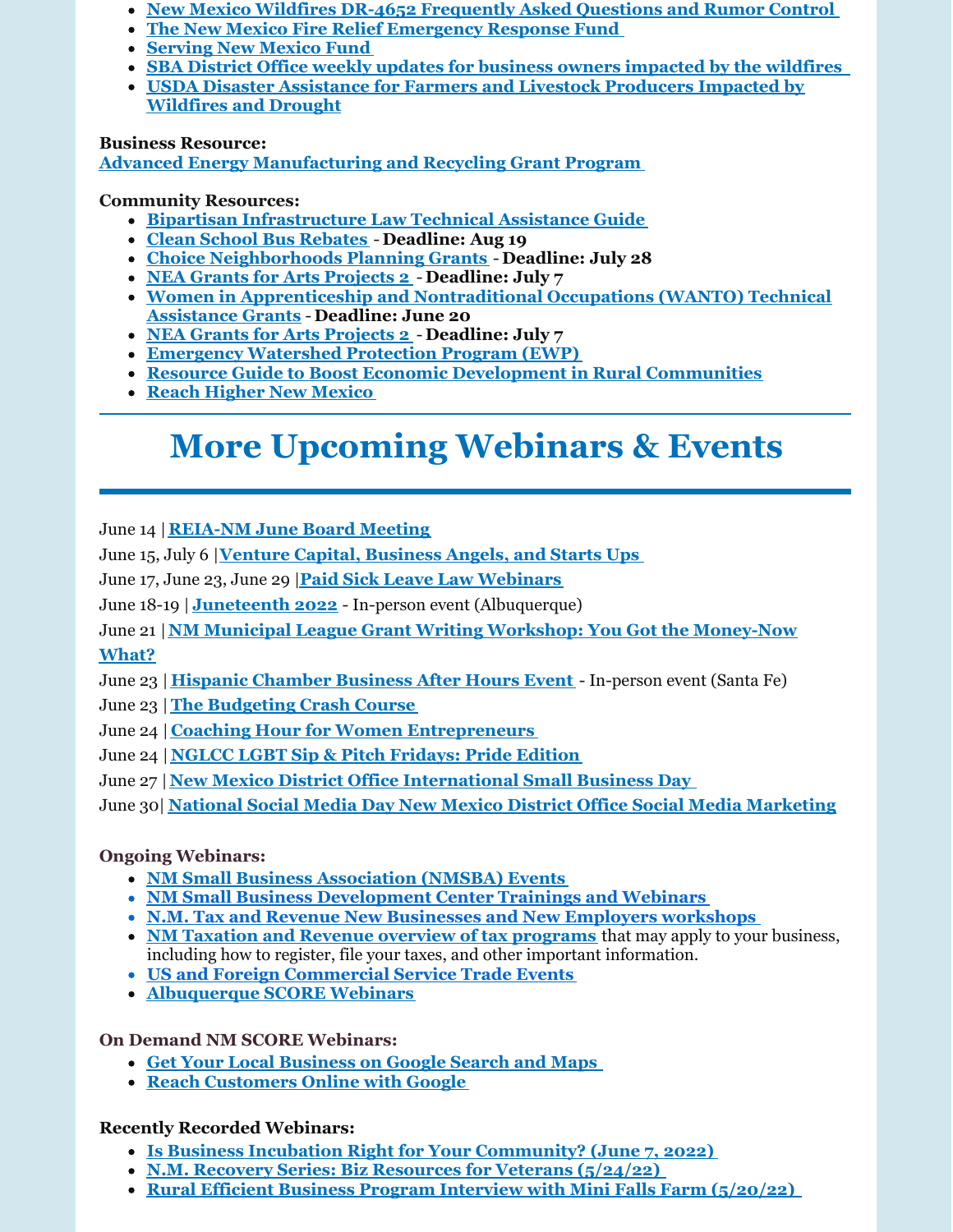- **New Mexico Wildfires DR-4652 Frequently Asked Questions and Rumor Control**
- **The New Mexico Fire Relief Emergency Response Fund**
- **Serving New Mexico Fund**
- **SBA District Office weekly updates for business owners impacted by the wildfires**
- **USDA Disaster Assistance for Farmers and Livestock Producers Impacted by Wildfires and Drought**

**Business Resource:**
**Advanced Energy Manufacturing and Recycling Grant Program**

**Community Resources:**

- **Bipartisan Infrastructure Law Technical Assistance Guide**
- **Clean School Bus Rebates** - **Deadline: Aug 19**
- **Choice Neighborhoods Planning Grants** - **Deadline: July 28**
- **NEA Grants for Arts Projects 2** - **Deadline: July 7**
- **Women in Apprenticeship and Nontraditional Occupations (WANTO) Technical Assistance Grants** - **Deadline: June 20**
- **NEA Grants for Arts Projects 2** - **Deadline: July 7**
- **Emergency Watershed Protection Program (EWP)**
- **Resource Guide to Boost Economic Development in Rural Communities**
- **Reach Higher New Mexico**

# More Upcoming Webinars & Events

June 14 | **REIA-NM June Board Meeting**

June 15, July 6 | **Venture Capital, Business Angels, and Starts Ups**

June 17, June 23, June 29 | **Paid Sick Leave Law Webinars**

June 18-19 | **Juneteenth 2022** - In-person event (Albuquerque)

June 21 | **NM Municipal League Grant Writing Workshop: You Got the Money-Now What?**

June 23 | **Hispanic Chamber Business After Hours Event** - In-person event (Santa Fe)

June 23 | **The Budgeting Crash Course**

June 24 | **Coaching Hour for Women Entrepreneurs**

June 24 | **NGLCC LGBT Sip & Pitch Fridays: Pride Edition**

June 27 | **New Mexico District Office International Small Business Day**

June 30| **National Social Media Day New Mexico District Office Social Media Marketing**

**Ongoing Webinars:**

- **NM Small Business Association (NMSBA) Events**
- **NM Small Business Development Center Trainings and Webinars**
- **N.M. Tax and Revenue New Businesses and New Employers workshops**
- **NM Taxation and Revenue overview of tax programs** that may apply to your business, including how to register, file your taxes, and other important information.
- **US and Foreign Commercial Service Trade Events**
- **Albuquerque SCORE Webinars**

**On Demand NM SCORE Webinars:**

- **Get Your Local Business on Google Search and Maps**
- **Reach Customers Online with Google**

**Recently Recorded Webinars:**

- **Is Business Incubation Right for Your Community? (June 7, 2022)**
- **N.M. Recovery Series: Biz Resources for Veterans (5/24/22)**
- **Rural Efficient Business Program Interview with Mini Falls Farm (5/20/22)**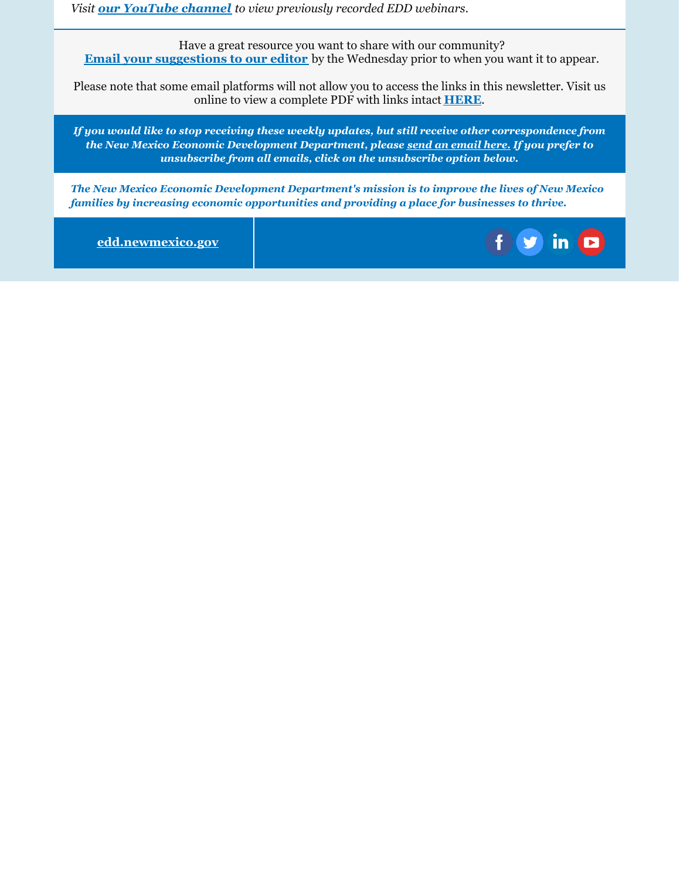*Visit **our YouTube channel** to view previously recorded EDD webinars.*

Have a great resource you want to share with our community?
**Email your suggestions to our editor** by the Wednesday prior to when you want it to appear.

Please note that some email platforms will not allow you to access the links in this newsletter. Visit us online to view a complete PDF with links intact **HERE**.

***If you would like to stop receiving these weekly updates, but still receive other correspondence from the New Mexico Economic Development Department, please send an email here. If you prefer to unsubscribe from all emails, click on the unsubscribe option below.***

***The New Mexico Economic Development Department's mission is to improve the lives of New Mexico families by increasing economic opportunities and providing a place for businesses to thrive.***

**edd.newmexico.gov**